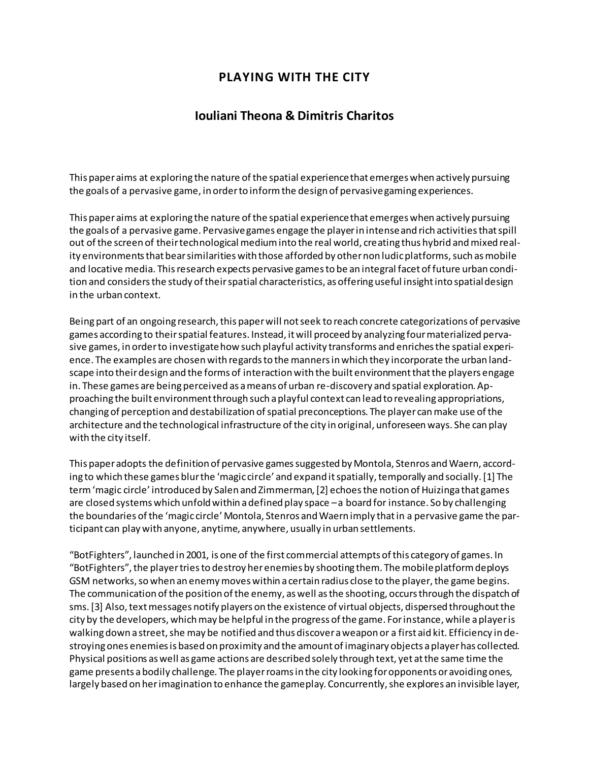# PLAYING WITH THE CITY

## Iouliani Theona & Dimitris Charitos

This paper aims at exploring the nature of the spatial experience that emerges when actively pursuing the goals of a pervasive game, in order to inform the design of pervasive gaming experiences.

This paper aims at exploring the nature of the spatial experience that emerges when actively pursuing the goals of a pervasive game. Pervasive games engage the player in intense and rich activities that spill out of the screen of their technological medium into the real world, creating thus hybrid and mixed reality environments that bear similarities with those afforded by other non ludic platforms, such as mobile and locative media. This research expects pervasive games to be an integral facet of future urban condition and considers the study of their spatial characteristics, as offering useful insight into spatial design in the urban context.

Being part of an ongoing research, this paper will not seek to reach concrete categorizations of pervasive games according to their spatial features. Instead, it will proceed by analyzing four materialized pervasive games, in order to investigate how such playful activity transforms and enriches the spatial experience. The examples are chosen with regards to the manners in which they incorporate the urban landscape into their design and the forms of interaction with the built environment that the players engage in. These games are being perceived as a means of urban re-discovery and spatial exploration. Approaching the built environment through such a playful context can lead to revealing appropriations, changing of perception and destabilization of spatial preconceptions. The player can make use of the architecture and the technological infrastructure of the city in original, unforeseen ways. She can play with the city itself.

This paper adopts the definition of pervasive games suggested by Montola, Stenros and Waern, according to which these games blur the 'magic circle' and expand it spatially, temporally and socially. [1] The term 'magic circle' introduced by Salen and Zimmerman, [2] echoes the notion of Huizinga that games are closed systems which unfold within a defined play space – a board for instance. So by challenging the boundaries of the 'magic circle' Montola, Stenros and Waern imply that in a pervasive game the participant can play with anyone, anytime, anywhere, usually in urban settlements.

"BotFighters", launched in 2001, is one of the first commercial attempts of this category of games. In "BotFighters", the player tries to destroy her enemies by shooting them. The mobile platform deploys GSM networks, so when an enemy moves within a certain radius close to the player, the game begins. The communication of the position of the enemy, as well as the shooting, occurs through the dispatch of sms. [3] Also, text messages notify players on the existence of virtual objects, dispersed throughout the city by the developers, which may be helpful in the progress of the game. For instance, while a player is walking down a street, she may be notified and thus discover a weapon or a first aid kit. Efficiency in destroying ones enemies is based on proximity and the amount of imaginary objects a player has collected. Physical positions as well as game actions are described solely through text, yet at the same time the game presents a bodily challenge. The player roams in the city looking for opponents or avoiding ones, largely based on her imagination to enhance the gameplay. Concurrently, she explores an invisible layer,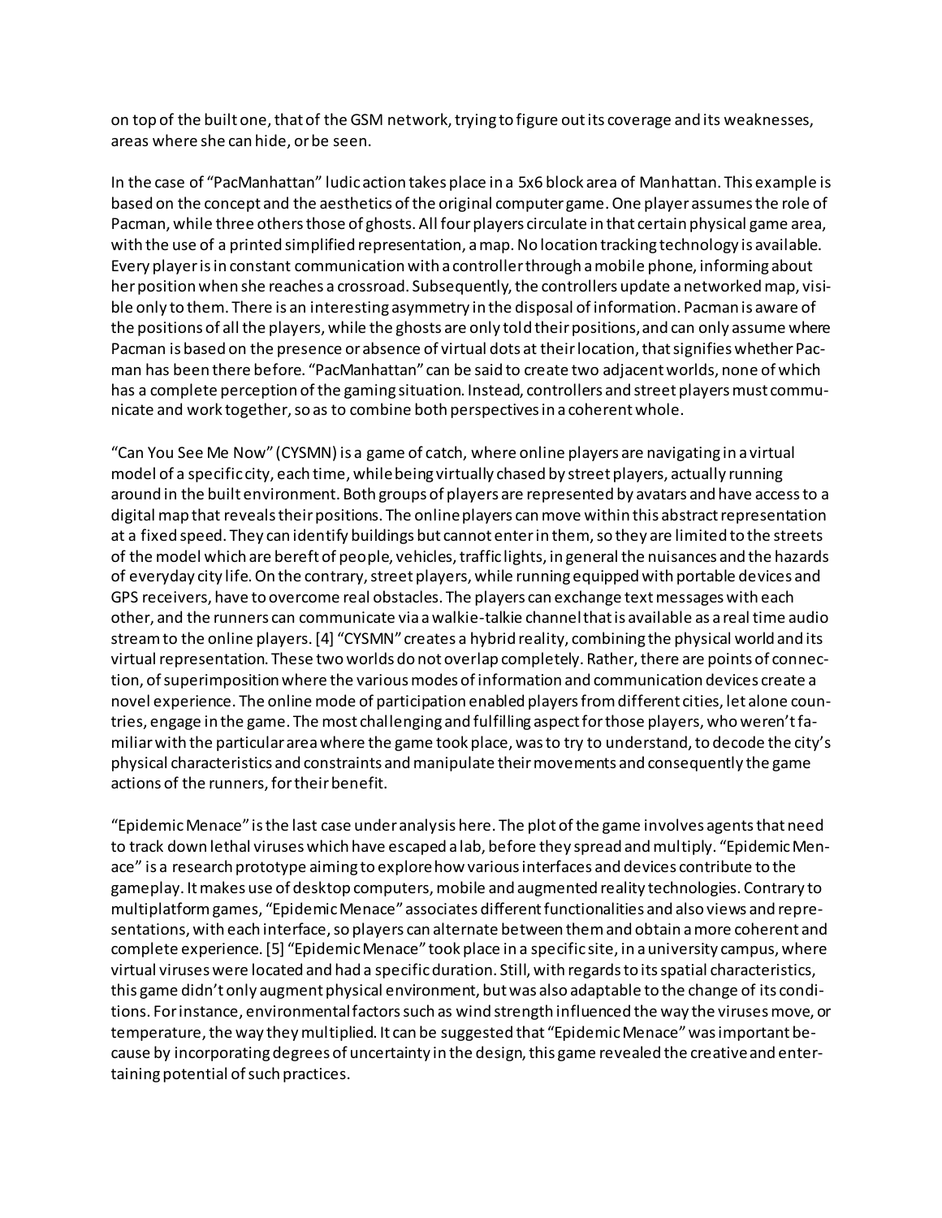on top of the built one, that of the GSM network, trying to figure out its coverage and its weaknesses, areas where she can hide, or be seen.

In the case of "PacManhattan" ludic action takes place in a 5x6 block area of Manhattan. This example is based on the concept and the aesthetics of the original computer game. One player assumes the role of Pacman, while three others those of ghosts. All four players circulate in that certain physical game area, with the use of a printed simplified representation, a map. No location tracking technology is available. Every player is in constant communication with a controller through a mobile phone, informing about her position when she reaches a crossroad. Subsequently, the controllers update a networked map, visible only to them. There is an interesting asymmetry in the disposal of information. Pacman is aware of the positions of all the players, while the ghosts are only told their positions, and can only assume where Pacman is based on the presence or absence of virtual dots at their location, that signifies whether Pacman has been there before. "PacManhattan" can be said to create two adjacent worlds, none of which has a complete perception of the gaming situation. Instead, controllers and street players must communicate and work together, so as to combine both perspectives in a coherent whole.

"Can You See Me Now" (CYSMN) is a game of catch, where online players are navigating in a virtual model of a specific city, each time, while being virtually chased by street players, actually running around in the built environment. Both groups of players are represented by avatars and have access to a digital map that reveals their positions. The online players can move within this abstract representation at a fixed speed. They can identify buildings but cannot enter in them, so they are limited to the streets of the model which are bereft of people, vehicles, traffic lights, in general the nuisances and the hazards of everyday city life. On the contrary, street players, while running equipped with portable devices and GPS receivers, have to overcome real obstacles. The players can exchange text messages with each other, and the runners can communicate via a walkie-talkie channel that is available as a real time audio stream to the online players. [4] "CYSMN" creates a hybrid reality, combining the physical world and its virtual representation. These two worlds do not overlap completely. Rather, there are points of connection, of superimposition where the various modes of information and communication devices create a novel experience. The online mode of participation enabled players from different cities, let alone countries, engage in the game. The most challenging and fulfilling aspect for those players, who weren't familiar with the particular area where the game took place, was to try to understand, to decode the city's physical characteristics and constraints and manipulate their movements and consequently the game actions of the runners, for their benefit.

"Epidemic Menace" is the last case under analysis here. The plot of the game involves agents that need to track down lethal viruses which have escaped a lab, before they spread and multiply. "Epidemic Menace" is a research prototype aiming to explore how various interfaces and devices contribute to the gameplay. It makes use of desktop computers, mobile and augmented reality technologies. Contrary to multiplatform games, "Epidemic Menace" associates different functionalities and also views and representations, with each interface, so players can alternate between them and obtain a more coherent and complete experience. [5] "Epidemic Menace" took place in a specific site, in a university campus, where virtual viruses were located and had a specific duration. Still, with regards to its spatial characteristics, this game didn't only augment physical environment, but was also adaptable to the change of its conditions. For instance, environmental factors such as wind strength influenced the way the viruses move, or temperature, the way they multiplied. It can be suggested that "Epidemic Menace" was important because by incorporating degrees of uncertainty in the design, this game revealed the creative and entertaining potential of such practices.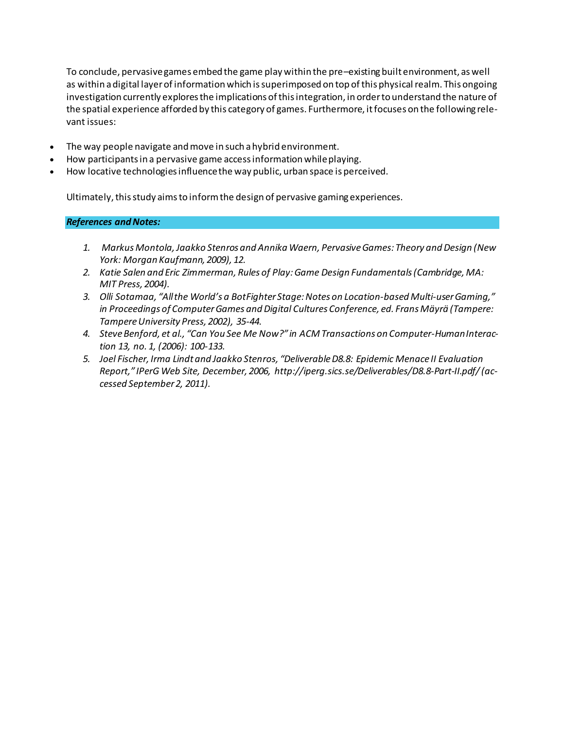To conclude, pervasive games embed the game play within the pre–existing built environment, as well as within a digital layer of information which is superimposed on top of this physical realm. This ongoing investigation currently explores the implications of this integration, in order to understand the nature of the spatial experience afforded by this category of games. Furthermore, it focuses on the following relevant issues:

- The way people navigate and move in such a hybrid environment.
- How participants in a pervasive game access information while playing.
- How locative technologies influence the way public, urban space is perceived.

Ultimately, this study aims to inform the design of pervasive gaming experiences.

### ***References and Notes:***

1. *Markus Montola, Jaakko Stenros and Annika Waern, Pervasive Games: Theory and Design (New York: Morgan Kaufmann, 2009), 12.*
2. *Katie Salen and Eric Zimmerman, Rules of Play: Game Design Fundamentals (Cambridge, MA: MIT Press, 2004).*
3. *Olli Sotamaa, "All the World's a BotFighter Stage: Notes on Location-based Multi-user Gaming," in Proceedings of Computer Games and Digital Cultures Conference, ed. Frans Mäyrä (Tampere: Tampere University Press, 2002), 35-44.*
4. *Steve Benford, et al., "Can You See Me Now?" in ACM Transactions on Computer-Human Interaction 13, no. 1, (2006): 100-133.*
5. *Joel Fischer, Irma Lindt and Jaakko Stenros, "Deliverable D8.8: Epidemic Menace II Evaluation Report," IPerG Web Site, December, 2006, http://iperg.sics.se/Deliverables/D8.8-Part-II.pdf/ (accessed September 2, 2011).*